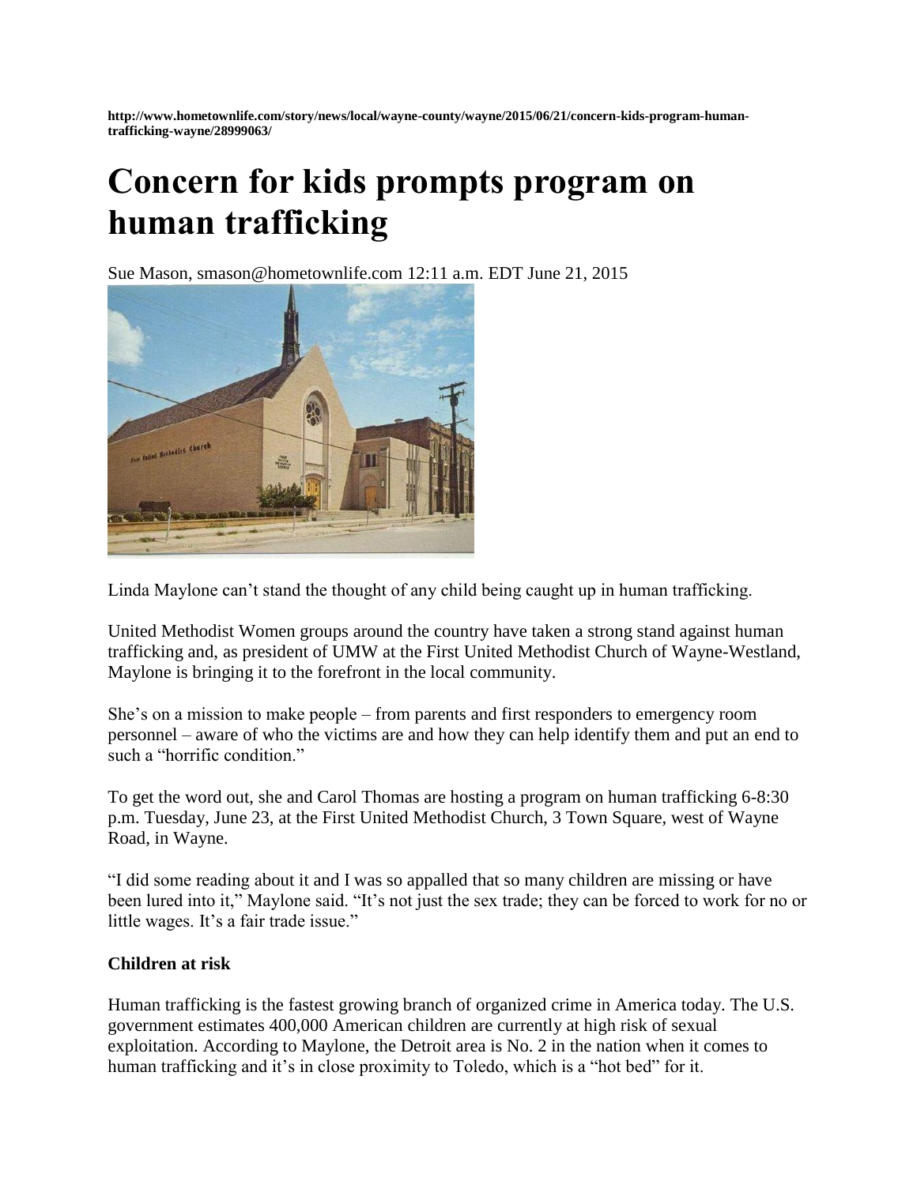http://www.hometownlife.com/story/news/local/wayne-county/wayne/2015/06/21/concern-kids-program-human-trafficking-wayne/28999063/

# Concern for kids prompts program on human trafficking

Sue Mason, smason@hometownlife.com 12:11 a.m. EDT June 21, 2015

Linda Maylone can't stand the thought of any child being caught up in human trafficking.

United Methodist Women groups around the country have taken a strong stand against human trafficking and, as president of UMW at the First United Methodist Church of Wayne-Westland, Maylone is bringing it to the forefront in the local community.

She's on a mission to make people – from parents and first responders to emergency room personnel – aware of who the victims are and how they can help identify them and put an end to such a "horrific condition."

To get the word out, she and Carol Thomas are hosting a program on human trafficking 6-8:30 p.m. Tuesday, June 23, at the First United Methodist Church, 3 Town Square, west of Wayne Road, in Wayne.

"I did some reading about it and I was so appalled that so many children are missing or have been lured into it," Maylone said. "It's not just the sex trade; they can be forced to work for no or little wages. It's a fair trade issue."

**Children at risk**

Human trafficking is the fastest growing branch of organized crime in America today. The U.S. government estimates 400,000 American children are currently at high risk of sexual exploitation. According to Maylone, the Detroit area is No. 2 in the nation when it comes to human trafficking and it's in close proximity to Toledo, which is a "hot bed" for it.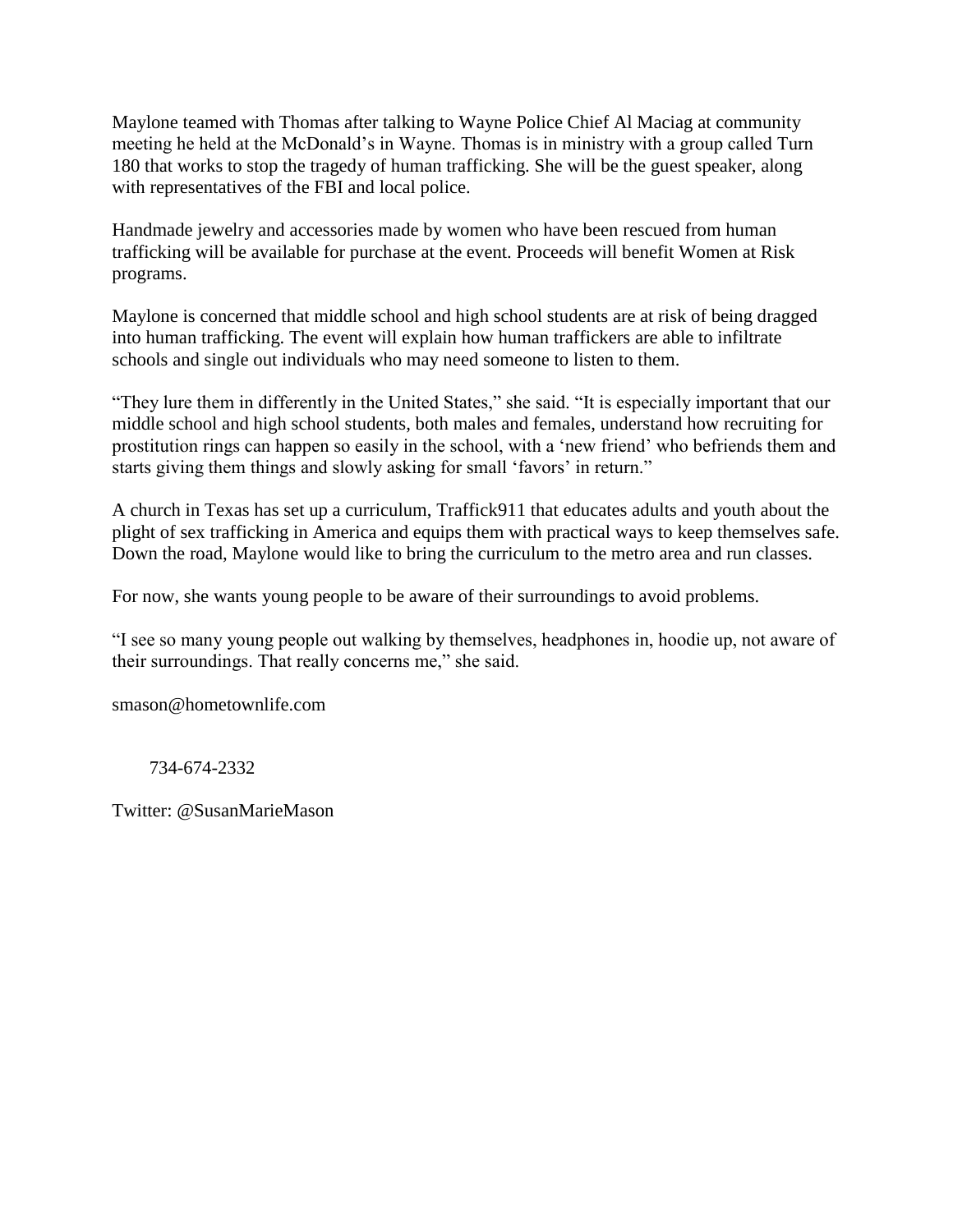Maylone teamed with Thomas after talking to Wayne Police Chief Al Maciag at community meeting he held at the McDonald's in Wayne. Thomas is in ministry with a group called Turn 180 that works to stop the tragedy of human trafficking. She will be the guest speaker, along with representatives of the FBI and local police.

Handmade jewelry and accessories made by women who have been rescued from human trafficking will be available for purchase at the event. Proceeds will benefit Women at Risk programs.

Maylone is concerned that middle school and high school students are at risk of being dragged into human trafficking. The event will explain how human traffickers are able to infiltrate schools and single out individuals who may need someone to listen to them.

"They lure them in differently in the United States," she said. "It is especially important that our middle school and high school students, both males and females, understand how recruiting for prostitution rings can happen so easily in the school, with a 'new friend' who befriends them and starts giving them things and slowly asking for small 'favors' in return."

A church in Texas has set up a curriculum, Traffick911 that educates adults and youth about the plight of sex trafficking in America and equips them with practical ways to keep themselves safe. Down the road, Maylone would like to bring the curriculum to the metro area and run classes.

For now, she wants young people to be aware of their surroundings to avoid problems.

"I see so many young people out walking by themselves, headphones in, hoodie up, not aware of their surroundings. That really concerns me," she said.

smason@hometownlife.com

734-674-2332

Twitter: @SusanMarieMason